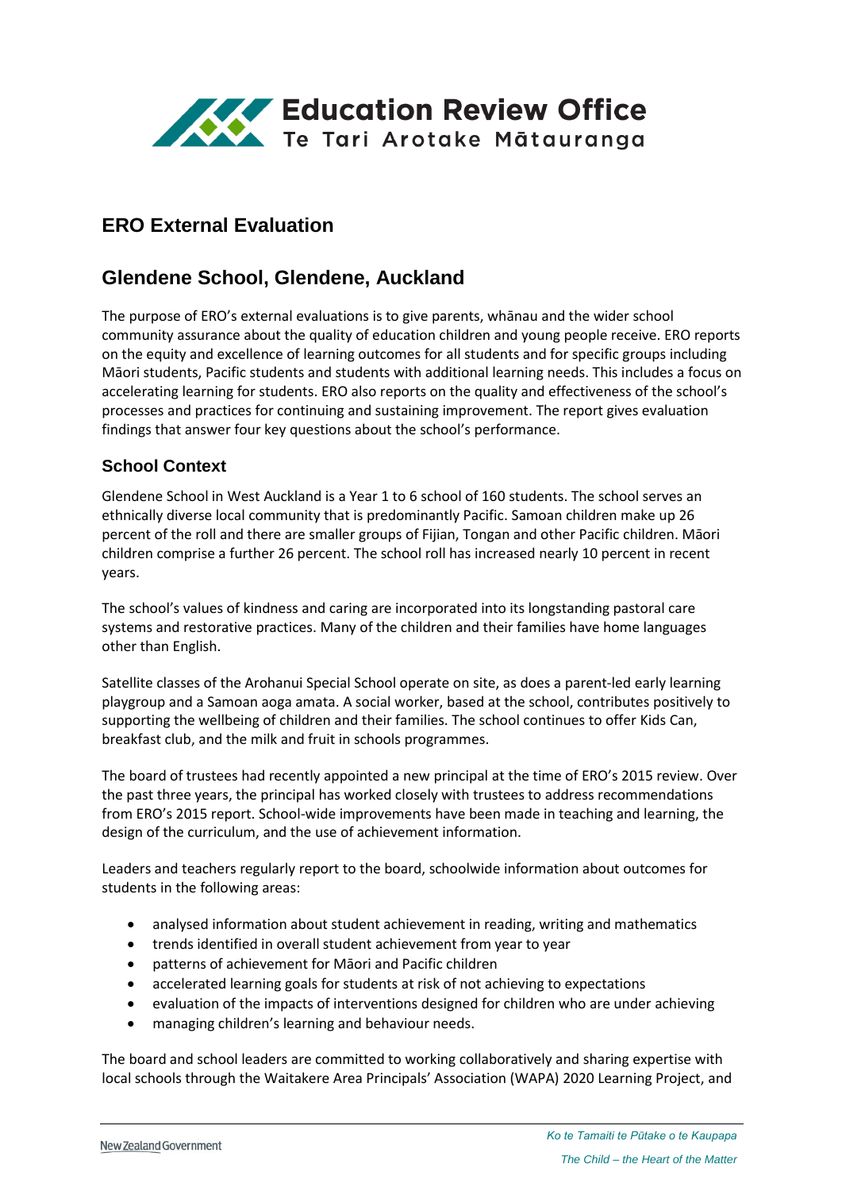# Education Review Office
Te Tari Arotake Mātauranga

## ERO External Evaluation

## Glendene School, Glendene, Auckland

The purpose of ERO's external evaluations is to give parents, whānau and the wider school community assurance about the quality of education children and young people receive. ERO reports on the equity and excellence of learning outcomes for all students and for specific groups including Māori students, Pacific students and students with additional learning needs. This includes a focus on accelerating learning for students. ERO also reports on the quality and effectiveness of the school's processes and practices for continuing and sustaining improvement. The report gives evaluation findings that answer four key questions about the school's performance.

### School Context

Glendene School in West Auckland is a Year 1 to 6 school of 160 students. The school serves an ethnically diverse local community that is predominantly Pacific. Samoan children make up 26 percent of the roll and there are smaller groups of Fijian, Tongan and other Pacific children. Māori children comprise a further 26 percent. The school roll has increased nearly 10 percent in recent years.

The school's values of kindness and caring are incorporated into its longstanding pastoral care systems and restorative practices. Many of the children and their families have home languages other than English.

Satellite classes of the Arohanui Special School operate on site, as does a parent-led early learning playgroup and a Samoan aoga amata. A social worker, based at the school, contributes positively to supporting the wellbeing of children and their families. The school continues to offer Kids Can, breakfast club, and the milk and fruit in schools programmes.

The board of trustees had recently appointed a new principal at the time of ERO's 2015 review. Over the past three years, the principal has worked closely with trustees to address recommendations from ERO's 2015 report. School-wide improvements have been made in teaching and learning, the design of the curriculum, and the use of achievement information.

Leaders and teachers regularly report to the board, schoolwide information about outcomes for students in the following areas:

- analysed information about student achievement in reading, writing and mathematics
- trends identified in overall student achievement from year to year
- patterns of achievement for Māori and Pacific children
- accelerated learning goals for students at risk of not achieving to expectations
- evaluation of the impacts of interventions designed for children who are under achieving
- managing children's learning and behaviour needs.

The board and school leaders are committed to working collaboratively and sharing expertise with local schools through the Waitakere Area Principals' Association (WAPA) 2020 Learning Project, and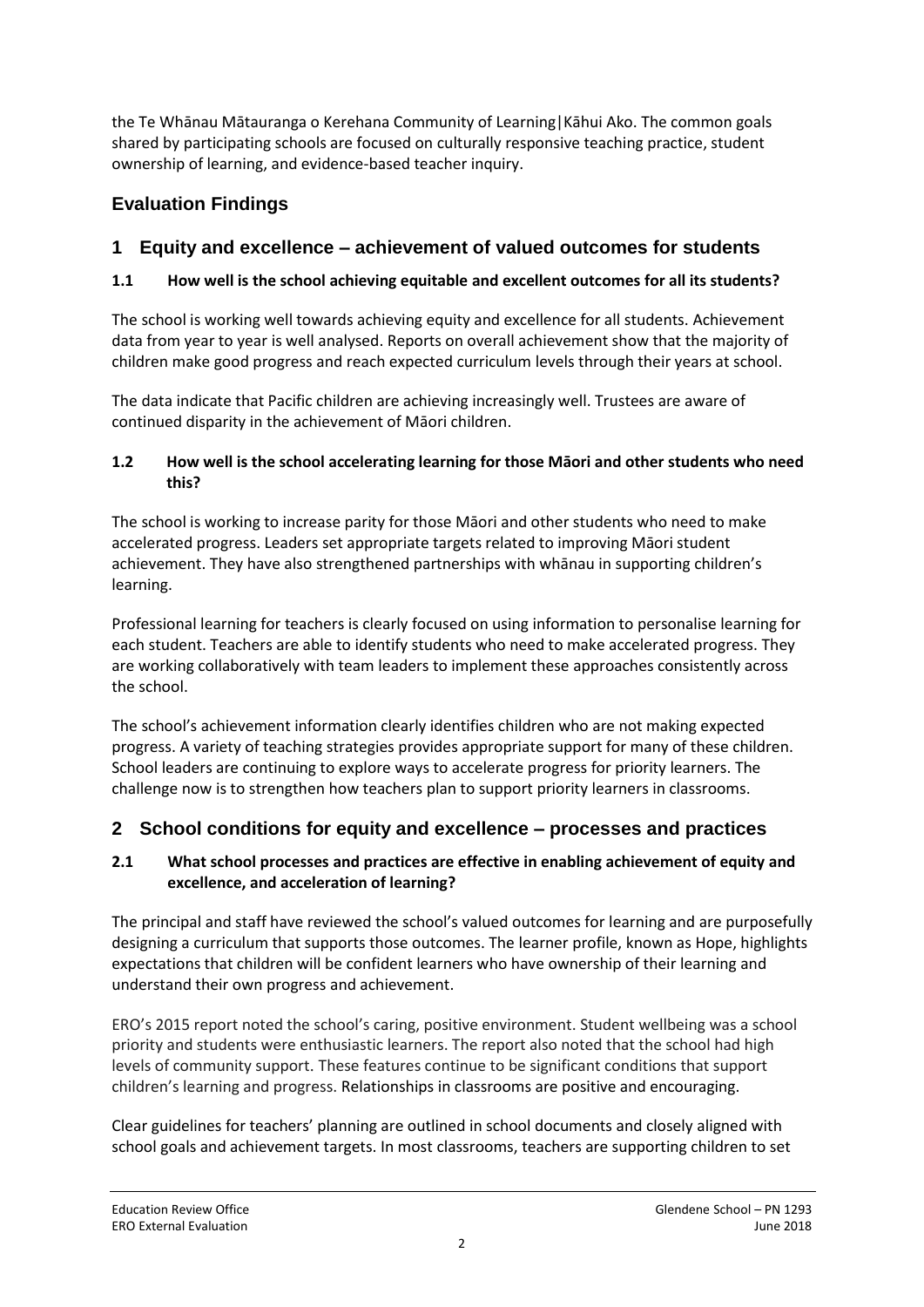the Te Whānau Mātauranga o Kerehana Community of Learning|Kāhui Ako. The common goals shared by participating schools are focused on culturally responsive teaching practice, student ownership of learning, and evidence-based teacher inquiry.

## Evaluation Findings

## 1 Equity and excellence – achievement of valued outcomes for students

### 1.1 How well is the school achieving equitable and excellent outcomes for all its students?

The school is working well towards achieving equity and excellence for all students. Achievement data from year to year is well analysed. Reports on overall achievement show that the majority of children make good progress and reach expected curriculum levels through their years at school.

The data indicate that Pacific children are achieving increasingly well. Trustees are aware of continued disparity in the achievement of Māori children.

### 1.2 How well is the school accelerating learning for those Māori and other students who need this?

The school is working to increase parity for those Māori and other students who need to make accelerated progress. Leaders set appropriate targets related to improving Māori student achievement. They have also strengthened partnerships with whānau in supporting children's learning.

Professional learning for teachers is clearly focused on using information to personalise learning for each student. Teachers are able to identify students who need to make accelerated progress. They are working collaboratively with team leaders to implement these approaches consistently across the school.

The school's achievement information clearly identifies children who are not making expected progress. A variety of teaching strategies provides appropriate support for many of these children. School leaders are continuing to explore ways to accelerate progress for priority learners. The challenge now is to strengthen how teachers plan to support priority learners in classrooms.

## 2 School conditions for equity and excellence – processes and practices

### 2.1 What school processes and practices are effective in enabling achievement of equity and excellence, and acceleration of learning?

The principal and staff have reviewed the school's valued outcomes for learning and are purposefully designing a curriculum that supports those outcomes. The learner profile, known as Hope, highlights expectations that children will be confident learners who have ownership of their learning and understand their own progress and achievement.

ERO's 2015 report noted the school's caring, positive environment. Student wellbeing was a school priority and students were enthusiastic learners. The report also noted that the school had high levels of community support. These features continue to be significant conditions that support children's learning and progress. Relationships in classrooms are positive and encouraging.

Clear guidelines for teachers' planning are outlined in school documents and closely aligned with school goals and achievement targets. In most classrooms, teachers are supporting children to set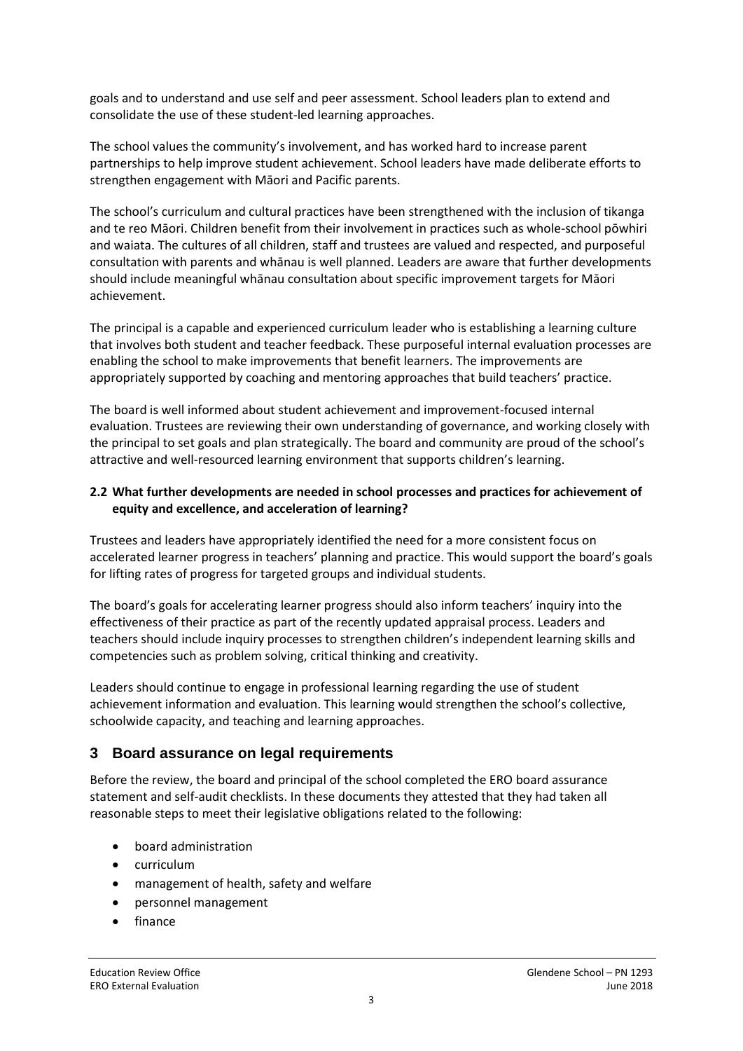goals and to understand and use self and peer assessment. School leaders plan to extend and consolidate the use of these student-led learning approaches.

The school values the community's involvement, and has worked hard to increase parent partnerships to help improve student achievement. School leaders have made deliberate efforts to strengthen engagement with Māori and Pacific parents.

The school's curriculum and cultural practices have been strengthened with the inclusion of tikanga and te reo Māori. Children benefit from their involvement in practices such as whole-school pōwhiri and waiata. The cultures of all children, staff and trustees are valued and respected, and purposeful consultation with parents and whānau is well planned. Leaders are aware that further developments should include meaningful whānau consultation about specific improvement targets for Māori achievement.

The principal is a capable and experienced curriculum leader who is establishing a learning culture that involves both student and teacher feedback. These purposeful internal evaluation processes are enabling the school to make improvements that benefit learners. The improvements are appropriately supported by coaching and mentoring approaches that build teachers' practice.

The board is well informed about student achievement and improvement-focused internal evaluation. Trustees are reviewing their own understanding of governance, and working closely with the principal to set goals and plan strategically. The board and community are proud of the school's attractive and well-resourced learning environment that supports children's learning.

### 2.2 What further developments are needed in school processes and practices for achievement of equity and excellence, and acceleration of learning?

Trustees and leaders have appropriately identified the need for a more consistent focus on accelerated learner progress in teachers' planning and practice. This would support the board's goals for lifting rates of progress for targeted groups and individual students.

The board's goals for accelerating learner progress should also inform teachers' inquiry into the effectiveness of their practice as part of the recently updated appraisal process. Leaders and teachers should include inquiry processes to strengthen children's independent learning skills and competencies such as problem solving, critical thinking and creativity.

Leaders should continue to engage in professional learning regarding the use of student achievement information and evaluation. This learning would strengthen the school's collective, schoolwide capacity, and teaching and learning approaches.

## 3 Board assurance on legal requirements

Before the review, the board and principal of the school completed the ERO board assurance statement and self-audit checklists. In these documents they attested that they had taken all reasonable steps to meet their legislative obligations related to the following:

- board administration
- curriculum
- management of health, safety and welfare
- personnel management
- finance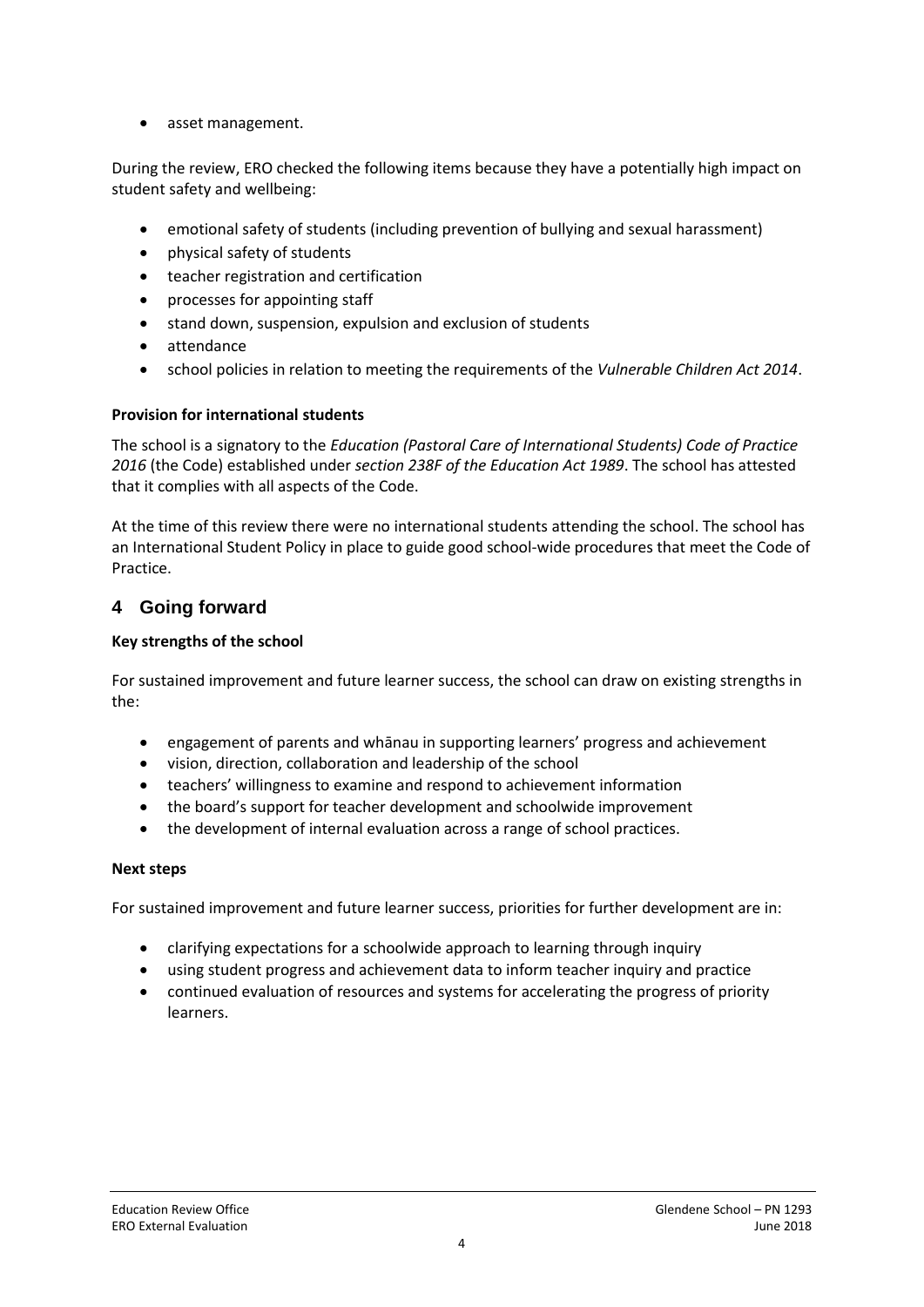- asset management.

During the review, ERO checked the following items because they have a potentially high impact on student safety and wellbeing:

- emotional safety of students (including prevention of bullying and sexual harassment)
- physical safety of students
- teacher registration and certification
- processes for appointing staff
- stand down, suspension, expulsion and exclusion of students
- attendance
- school policies in relation to meeting the requirements of the *Vulnerable Children Act 2014*.

**Provision for international students**

The school is a signatory to the *Education (Pastoral Care of International Students) Code of Practice 2016* (the Code) established under *section 238F of the Education Act 1989*. The school has attested that it complies with all aspects of the Code.

At the time of this review there were no international students attending the school. The school has an International Student Policy in place to guide good school-wide procedures that meet the Code of Practice.

## 4 Going forward

**Key strengths of the school**

For sustained improvement and future learner success, the school can draw on existing strengths in the:

- engagement of parents and whānau in supporting learners' progress and achievement
- vision, direction, collaboration and leadership of the school
- teachers' willingness to examine and respond to achievement information
- the board's support for teacher development and schoolwide improvement
- the development of internal evaluation across a range of school practices.

**Next steps**

For sustained improvement and future learner success, priorities for further development are in:

- clarifying expectations for a schoolwide approach to learning through inquiry
- using student progress and achievement data to inform teacher inquiry and practice
- continued evaluation of resources and systems for accelerating the progress of priority learners.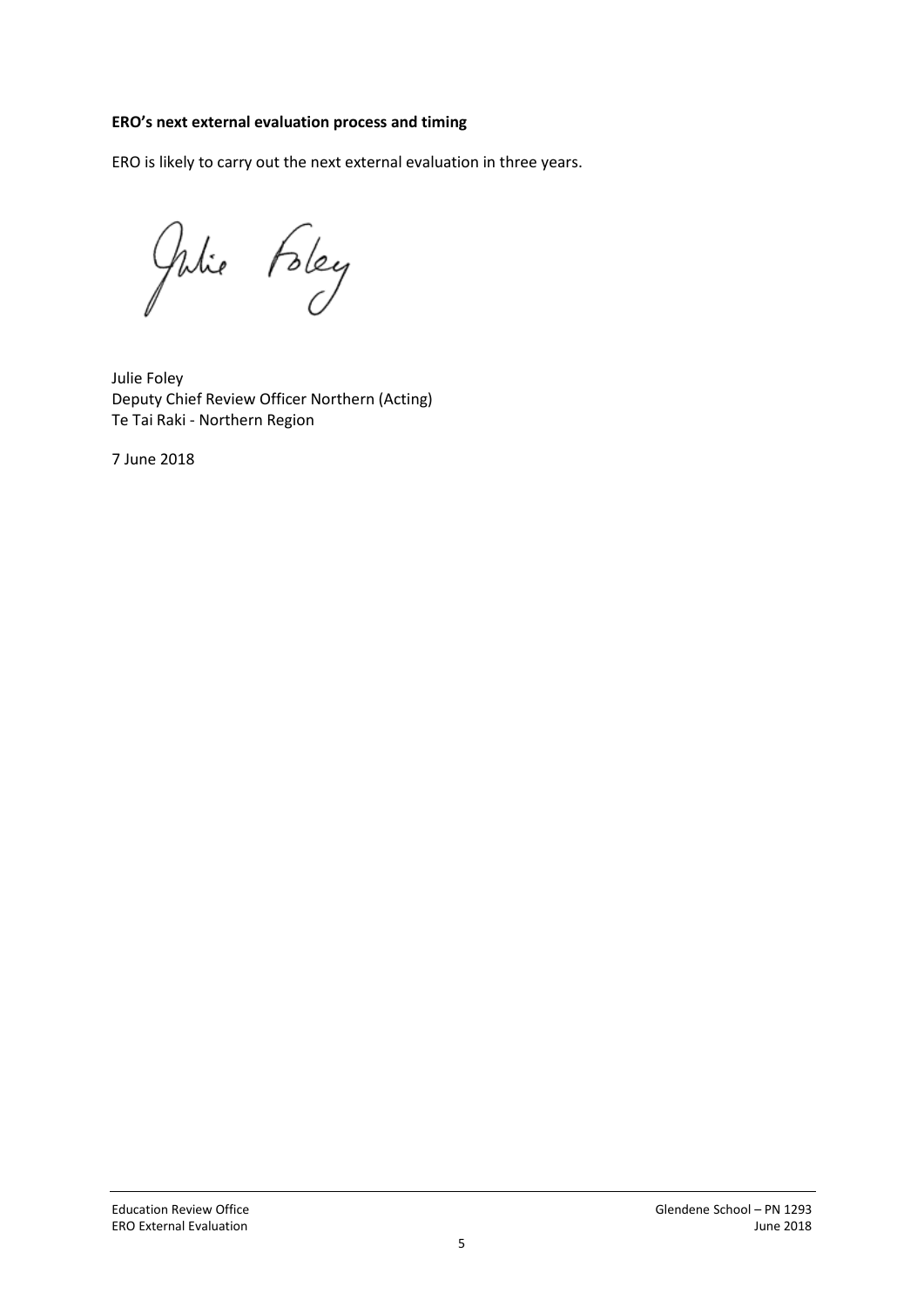**ERO's next external evaluation process and timing**

ERO is likely to carry out the next external evaluation in three years.

Julie Foley
Deputy Chief Review Officer Northern (Acting)
Te Tai Raki - Northern Region

7 June 2018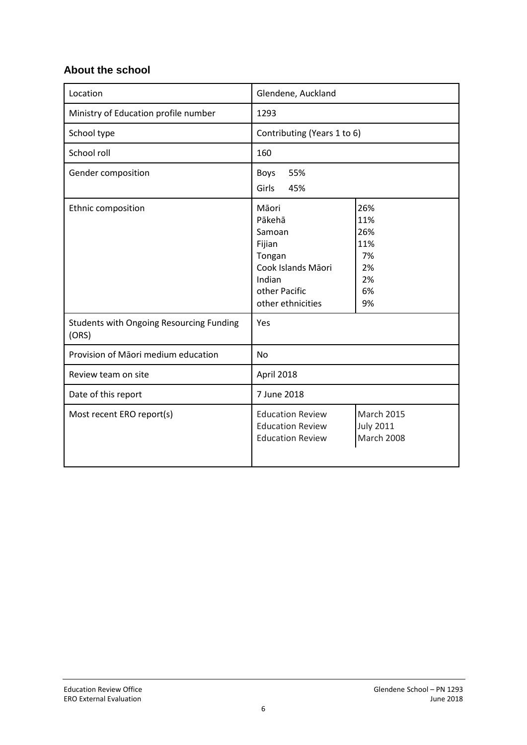## About the school

| | | |
|---|---|---|
| Location | Glendene, Auckland | |
| Ministry of Education profile number | 1293 | |
| School type | Contributing (Years 1 to 6) | |
| School roll | 160 | |
| Gender composition | Boys 55%<br>Girls 45% | |
| Ethnic composition | Māori<br>Pākehā<br>Samoan<br>Fijian<br>Tongan<br>Cook Islands Māori<br>Indian<br>other Pacific<br>other ethnicities | 26%<br>11%<br>26%<br>11%<br>7%<br>2%<br>2%<br>6%<br>9% |
| Students with Ongoing Resourcing Funding (ORS) | Yes | |
| Provision of Māori medium education | No | |
| Review team on site | April 2018 | |
| Date of this report | 7 June 2018 | |
| Most recent ERO report(s) | Education Review<br>Education Review<br>Education Review | March 2015<br>July 2011<br>March 2008 |